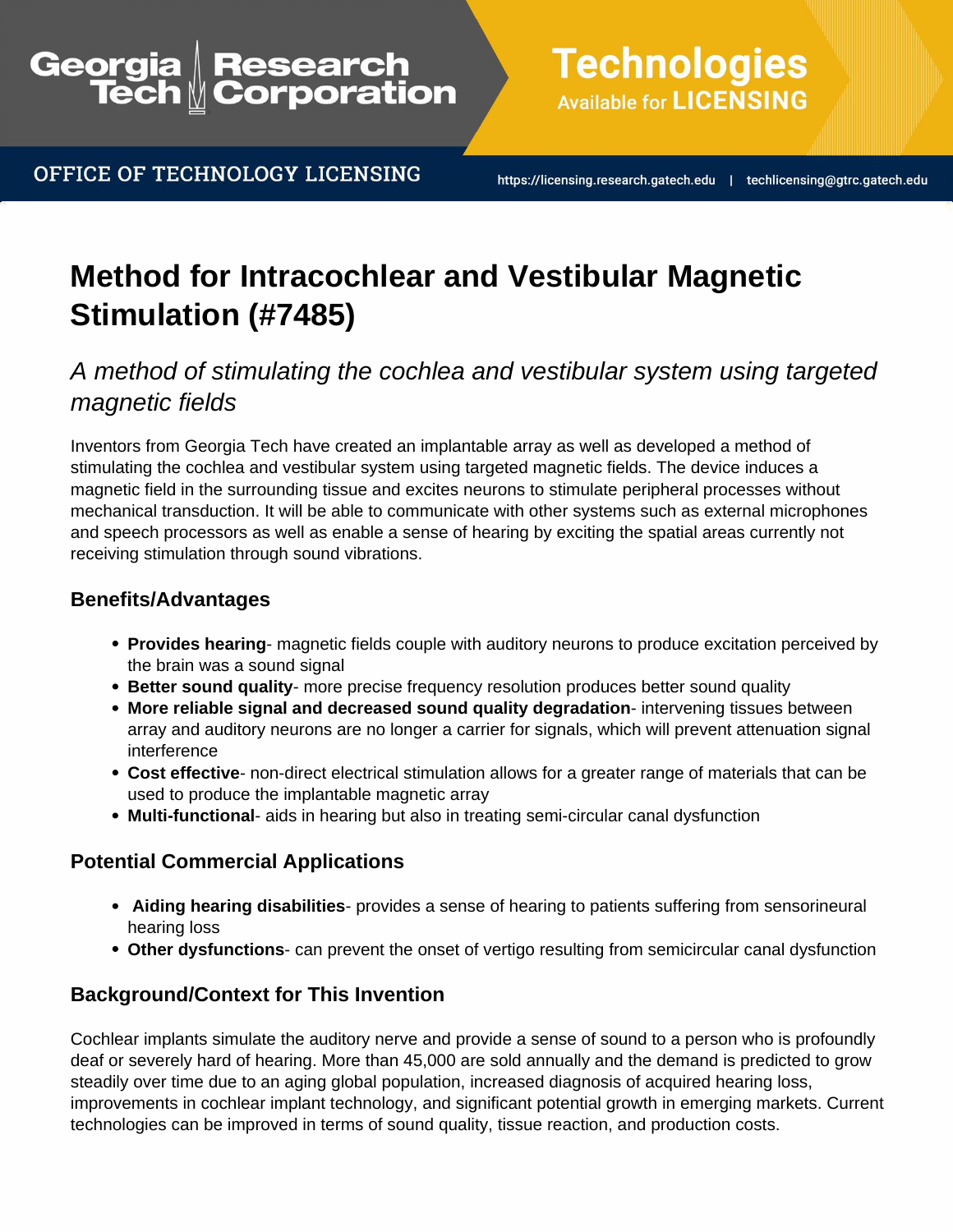Georgia Tech Research Corporation

# Technologies Available for LICENSING

OFFICE OF TECHNOLOGY LICENSING

https://licensing.research.gatech.edu | techlicensing@gtrc.gatech.edu

# Method for Intracochlear and Vestibular Magnetic Stimulation (#7485)

*A method of stimulating the cochlea and vestibular system using targeted magnetic fields*

Inventors from Georgia Tech have created an implantable array as well as developed a method of stimulating the cochlea and vestibular system using targeted magnetic fields. The device induces a magnetic field in the surrounding tissue and excites neurons to stimulate peripheral processes without mechanical transduction. It will be able to communicate with other systems such as external microphones and speech processors as well as enable a sense of hearing by exciting the spatial areas currently not receiving stimulation through sound vibrations.

## Benefits/Advantages

- **Provides hearing**- magnetic fields couple with auditory neurons to produce excitation perceived by the brain was a sound signal
- **Better sound quality**- more precise frequency resolution produces better sound quality
- **More reliable signal and decreased sound quality degradation**- intervening tissues between array and auditory neurons are no longer a carrier for signals, which will prevent attenuation signal interference
- **Cost effective**- non-direct electrical stimulation allows for a greater range of materials that can be used to produce the implantable magnetic array
- **Multi-functional**- aids in hearing but also in treating semi-circular canal dysfunction

## Potential Commercial Applications

- **Aiding hearing disabilities**- provides a sense of hearing to patients suffering from sensorineural hearing loss
- **Other dysfunctions**- can prevent the onset of vertigo resulting from semicircular canal dysfunction

## Background/Context for This Invention

Cochlear implants simulate the auditory nerve and provide a sense of sound to a person who is profoundly deaf or severely hard of hearing. More than 45,000 are sold annually and the demand is predicted to grow steadily over time due to an aging global population, increased diagnosis of acquired hearing loss, improvements in cochlear implant technology, and significant potential growth in emerging markets. Current technologies can be improved in terms of sound quality, tissue reaction, and production costs.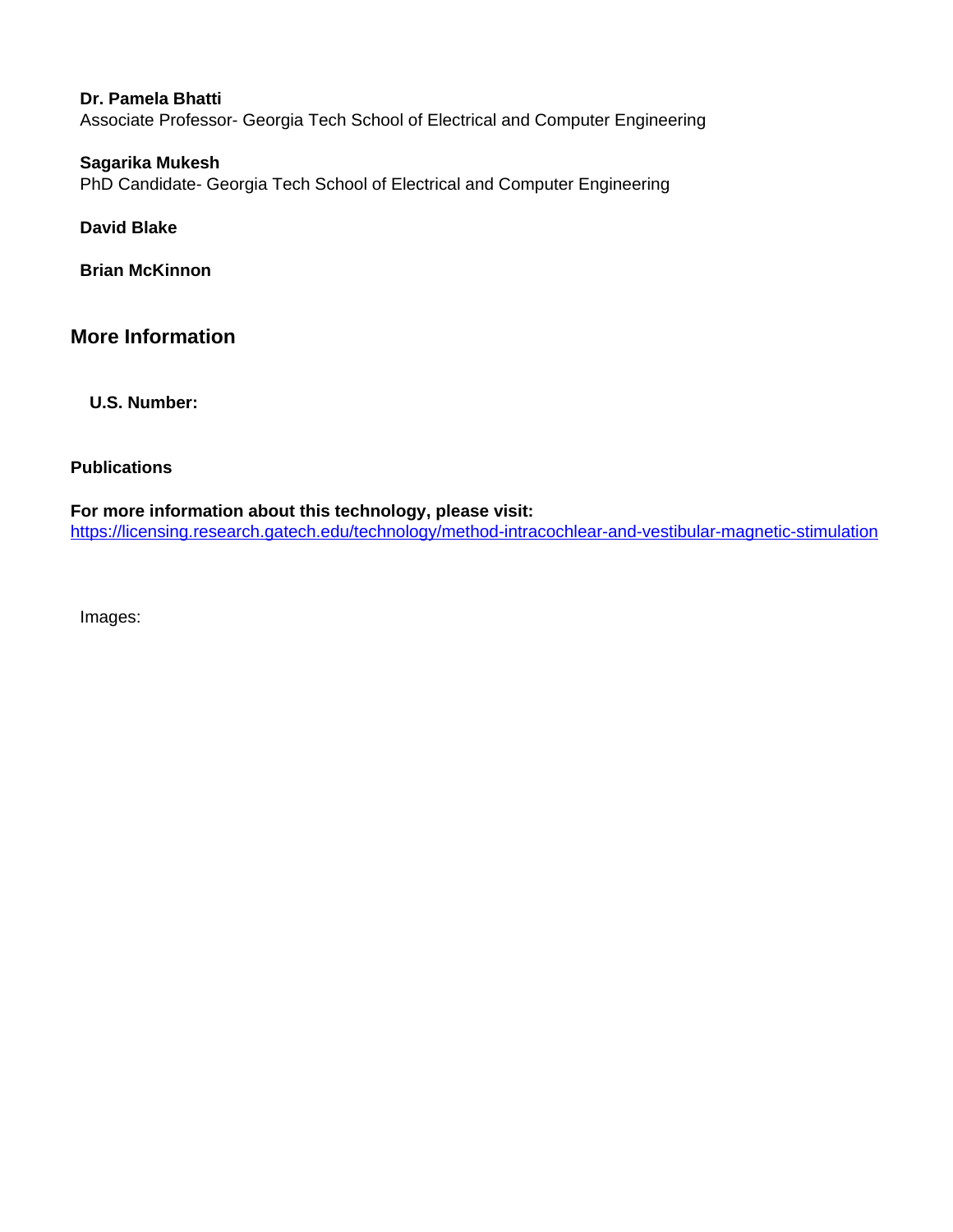**Dr. Pamela Bhatti**
Associate Professor- Georgia Tech School of Electrical and Computer Engineering

**Sagarika Mukesh**
PhD Candidate- Georgia Tech School of Electrical and Computer Engineering

**David Blake**

**Brian McKinnon**

## More Information

**U.S. Number:**

**Publications**

**For more information about this technology, please visit:**
https://licensing.research.gatech.edu/technology/method-intracochlear-and-vestibular-magnetic-stimulation

Images: